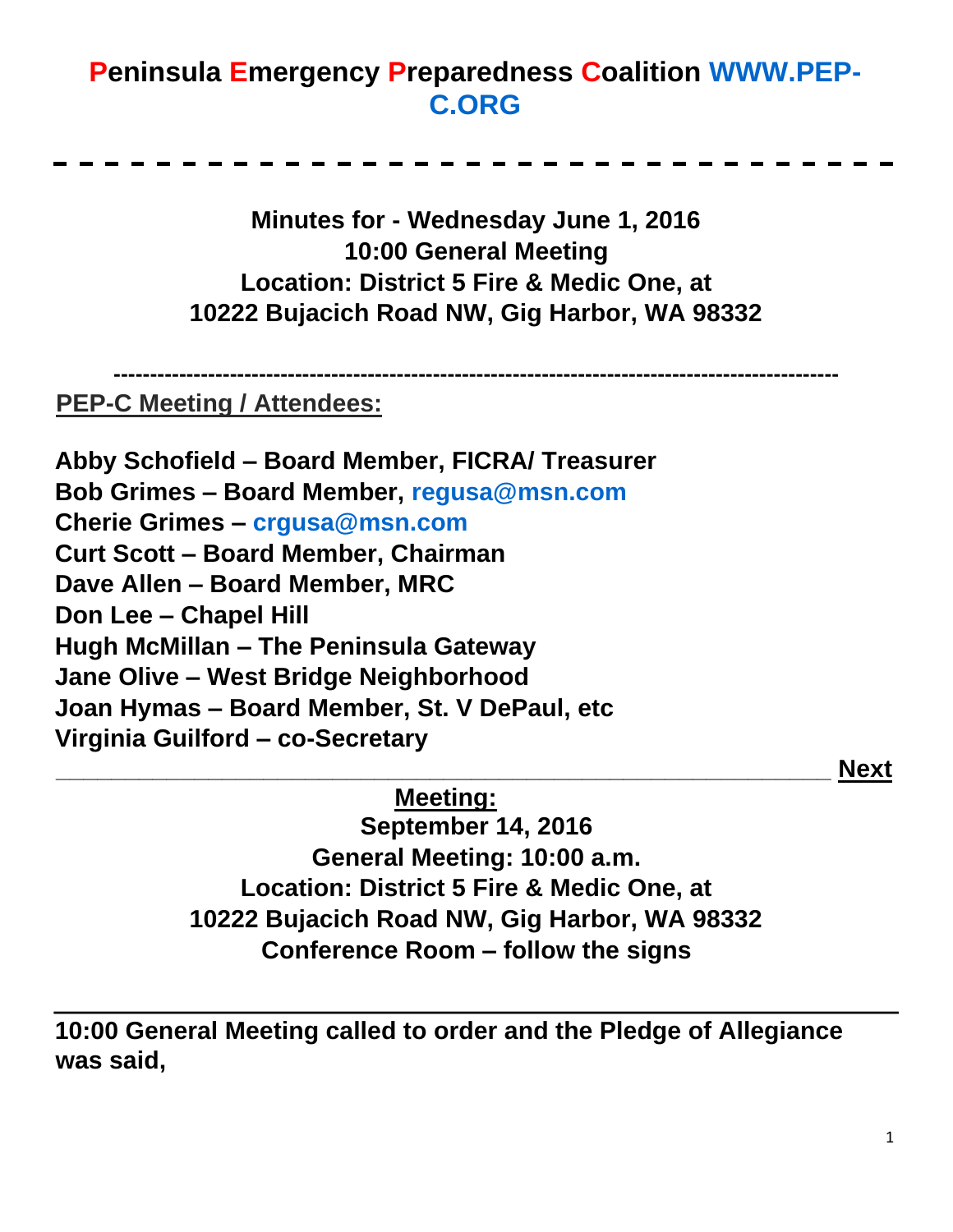# Peninsula Emergency Preparedness Coalition WWW.PEP-C.ORG

---

**Minutes for - Wednesday June 1, 2016**
**10:00 General Meeting**
**Location: District 5 Fire & Medic One, at**
**10222 Bujacich Road NW, Gig Harbor, WA 98332**

---

## PEP-C Meeting / Attendees:

**Abby Schofield – Board Member, FICRA/ Treasurer**
**Bob Grimes – Board Member, regusa@msn.com**
**Cherie Grimes – crgusa@msn.com**
**Curt Scott – Board Member, Chairman**
**Dave Allen – Board Member, MRC**
**Don Lee – Chapel Hill**
**Hugh McMillan – The Peninsula Gateway**
**Jane Olive – West Bridge Neighborhood**
**Joan Hymas – Board Member, St. V DePaul, etc**
**Virginia Guilford – co-Secretary**

---

**Next Meeting:**

**September 14, 2016**
**General Meeting: 10:00 a.m.**
**Location: District 5 Fire & Medic One, at**
**10222 Bujacich Road NW, Gig Harbor, WA 98332**
**Conference Room – follow the signs**

---

**10:00 General Meeting called to order and the Pledge of Allegiance was said,**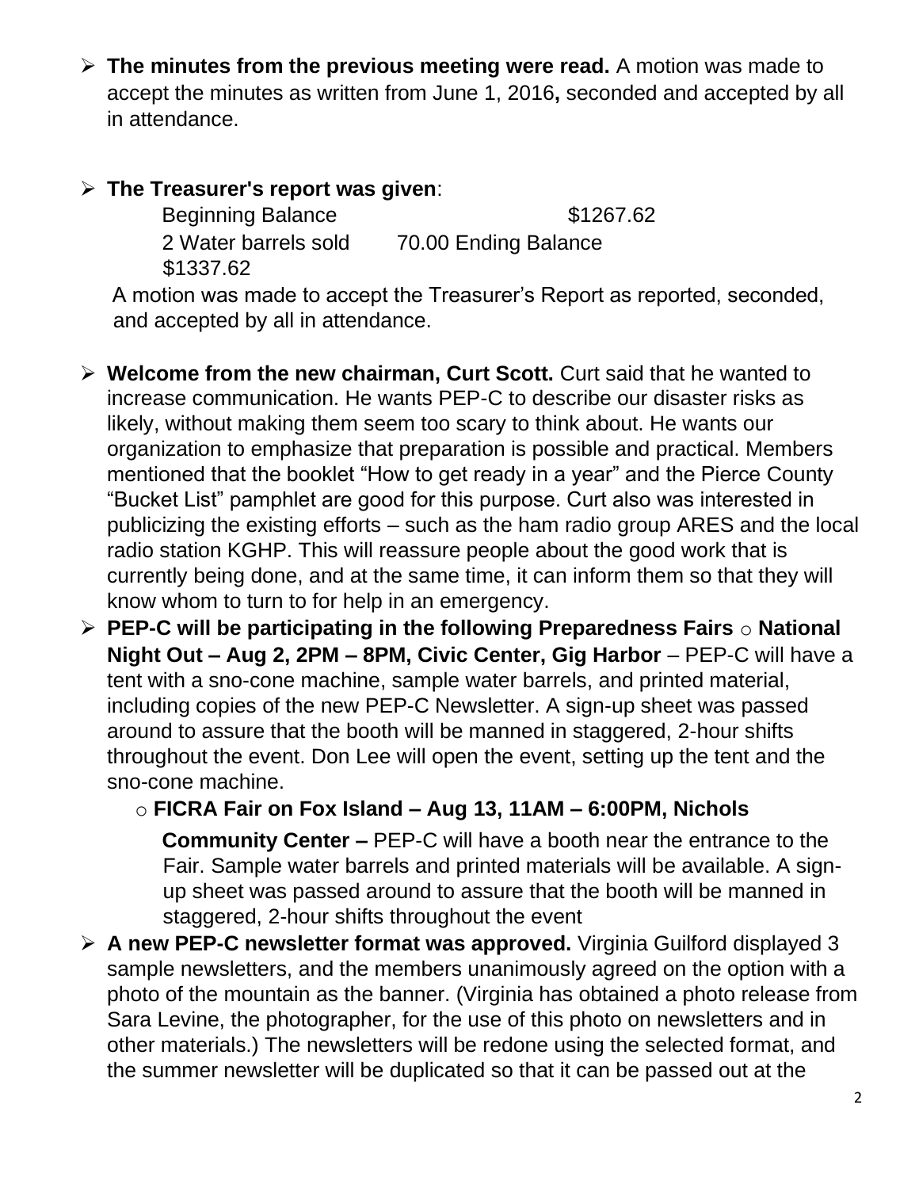- **The minutes from the previous meeting were read.** A motion was made to accept the minutes as written from June 1, 2016**,** seconded and accepted by all in attendance.

- **The Treasurer's report was given**:

  Beginning Balance $1267.62
  2 Water barrels sold 70.00 Ending Balance
  $1337.62

  A motion was made to accept the Treasurer's Report as reported, seconded, and accepted by all in attendance.

- **Welcome from the new chairman, Curt Scott.** Curt said that he wanted to increase communication. He wants PEP-C to describe our disaster risks as likely, without making them seem too scary to think about. He wants our organization to emphasize that preparation is possible and practical. Members mentioned that the booklet "How to get ready in a year" and the Pierce County "Bucket List" pamphlet are good for this purpose. Curt also was interested in publicizing the existing efforts – such as the ham radio group ARES and the local radio station KGHP. This will reassure people about the good work that is currently being done, and at the same time, it can inform them so that they will know whom to turn to for help in an emergency.
- **PEP-C will be participating in the following Preparedness Fairs**
  - **National Night Out – Aug 2, 2PM – 8PM, Civic Center, Gig Harbor** – PEP-C will have a tent with a sno-cone machine, sample water barrels, and printed material, including copies of the new PEP-C Newsletter. A sign-up sheet was passed around to assure that the booth will be manned in staggered, 2-hour shifts throughout the event. Don Lee will open the event, setting up the tent and the sno-cone machine.
  - **FICRA Fair on Fox Island – Aug 13, 11AM – 6:00PM, Nichols Community Center –** PEP-C will have a booth near the entrance to the Fair. Sample water barrels and printed materials will be available. A sign-up sheet was passed around to assure that the booth will be manned in staggered, 2-hour shifts throughout the event
- **A new PEP-C newsletter format was approved.** Virginia Guilford displayed 3 sample newsletters, and the members unanimously agreed on the option with a photo of the mountain as the banner. (Virginia has obtained a photo release from Sara Levine, the photographer, for the use of this photo on newsletters and in other materials.) The newsletters will be redone using the selected format, and the summer newsletter will be duplicated so that it can be passed out at the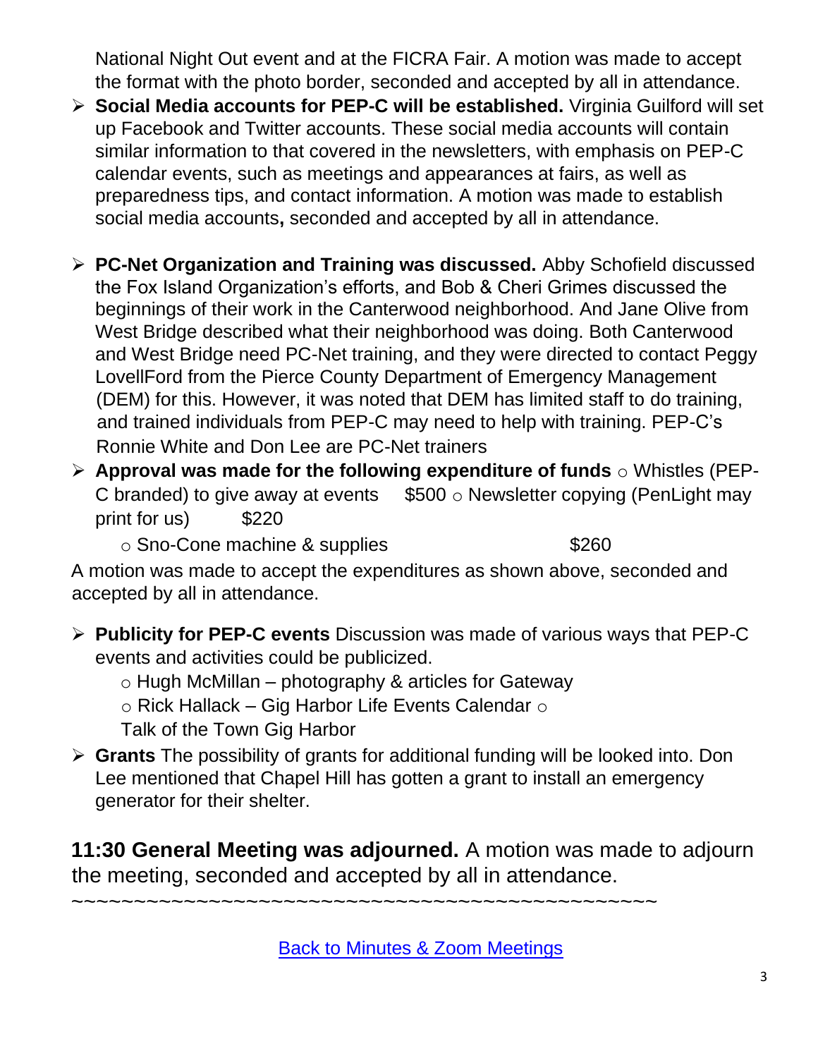National Night Out event and at the FICRA Fair. A motion was made to accept the format with the photo border, seconded and accepted by all in attendance.

- **Social Media accounts for PEP-C will be established.** Virginia Guilford will set up Facebook and Twitter accounts. These social media accounts will contain similar information to that covered in the newsletters, with emphasis on PEP-C calendar events, such as meetings and appearances at fairs, as well as preparedness tips, and contact information. A motion was made to establish social media accounts**,** seconded and accepted by all in attendance.

- **PC-Net Organization and Training was discussed.** Abby Schofield discussed the Fox Island Organization's efforts, and Bob & Cheri Grimes discussed the beginnings of their work in the Canterwood neighborhood. And Jane Olive from West Bridge described what their neighborhood was doing. Both Canterwood and West Bridge need PC-Net training, and they were directed to contact Peggy LovellFord from the Pierce County Department of Emergency Management (DEM) for this. However, it was noted that DEM has limited staff to do training, and trained individuals from PEP-C may need to help with training. PEP-C's Ronnie White and Don Lee are PC-Net trainers
- **Approval was made for the following expenditure of funds**
  - Whistles (PEP-C branded) to give away at events $500
  - Newsletter copying (PenLight may print for us) $220
  - Sno-Cone machine & supplies $260

A motion was made to accept the expenditures as shown above, seconded and accepted by all in attendance.

- **Publicity for PEP-C events** Discussion was made of various ways that PEP-C events and activities could be publicized.
  - Hugh McMillan – photography & articles for Gateway
  - Rick Hallack – Gig Harbor Life Events Calendar
  - Talk of the Town Gig Harbor
- **Grants** The possibility of grants for additional funding will be looked into. Don Lee mentioned that Chapel Hill has gotten a grant to install an emergency generator for their shelter.

**11:30 General Meeting was adjourned.** A motion was made to adjourn the meeting, seconded and accepted by all in attendance.

~~~~~~~~~~~~~~~~~~~~~~~~~~~~~~~~~~~~~~~~~~~~~~~~

Back to Minutes & Zoom Meetings